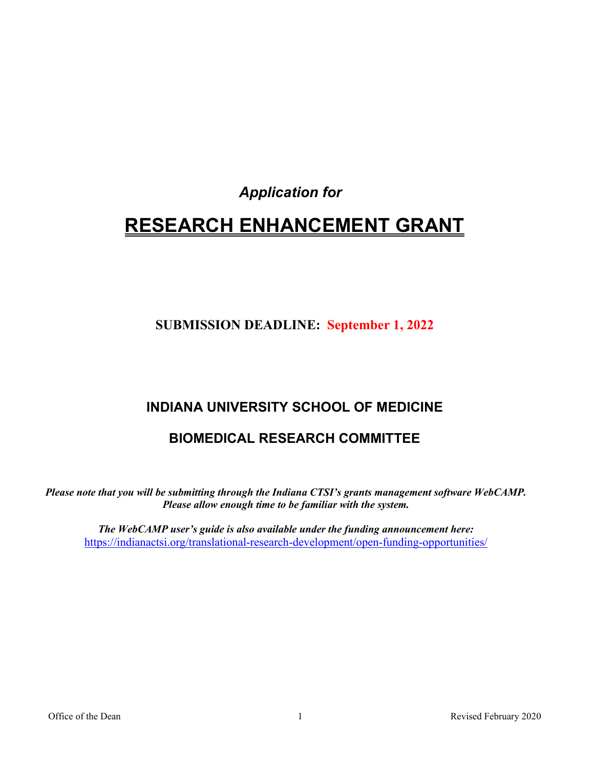*Application for*

# RESEARCH ENHANCEMENT GRANT

**SUBMISSION DEADLINE: September 1, 2022**

## INDIANA UNIVERSITY SCHOOL OF MEDICINE

## BIOMEDICAL RESEARCH COMMITTEE

***Please note that you will be submitting through the Indiana CTSI's grants management software WebCAMP. Please allow enough time to be familiar with the system.***

***The WebCAMP user's guide is also available under the funding announcement here:***
https://indianactsi.org/translational-research-development/open-funding-opportunities/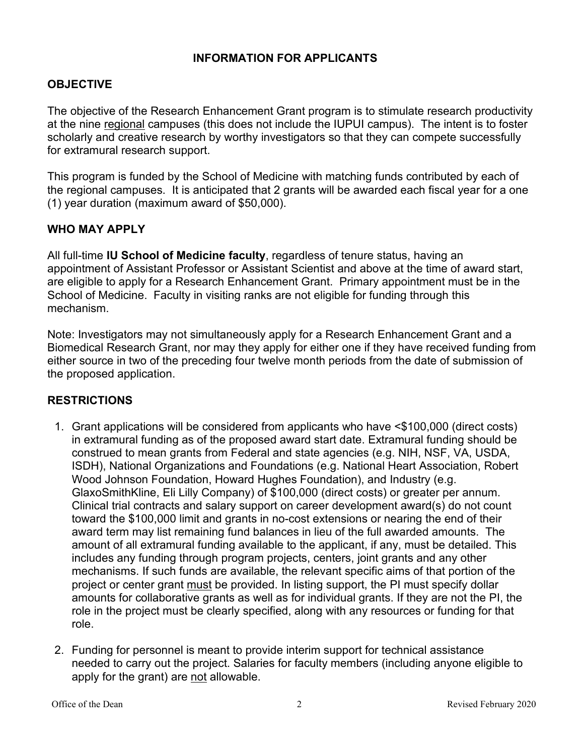## INFORMATION FOR APPLICANTS

### OBJECTIVE

The objective of the Research Enhancement Grant program is to stimulate research productivity at the nine regional campuses (this does not include the IUPUI campus). The intent is to foster scholarly and creative research by worthy investigators so that they can compete successfully for extramural research support.

This program is funded by the School of Medicine with matching funds contributed by each of the regional campuses. It is anticipated that 2 grants will be awarded each fiscal year for a one (1) year duration (maximum award of $50,000).

### WHO MAY APPLY

All full-time **IU School of Medicine faculty**, regardless of tenure status, having an appointment of Assistant Professor or Assistant Scientist and above at the time of award start, are eligible to apply for a Research Enhancement Grant. Primary appointment must be in the School of Medicine. Faculty in visiting ranks are not eligible for funding through this mechanism.

Note: Investigators may not simultaneously apply for a Research Enhancement Grant and a Biomedical Research Grant, nor may they apply for either one if they have received funding from either source in two of the preceding four twelve month periods from the date of submission of the proposed application.

### RESTRICTIONS

1. Grant applications will be considered from applicants who have <$100,000 (direct costs) in extramural funding as of the proposed award start date. Extramural funding should be construed to mean grants from Federal and state agencies (e.g. NIH, NSF, VA, USDA, ISDH), National Organizations and Foundations (e.g. National Heart Association, Robert Wood Johnson Foundation, Howard Hughes Foundation), and Industry (e.g. GlaxoSmithKline, Eli Lilly Company) of $100,000 (direct costs) or greater per annum. Clinical trial contracts and salary support on career development award(s) do not count toward the $100,000 limit and grants in no-cost extensions or nearing the end of their award term may list remaining fund balances in lieu of the full awarded amounts. The amount of all extramural funding available to the applicant, if any, must be detailed. This includes any funding through program projects, centers, joint grants and any other mechanisms. If such funds are available, the relevant specific aims of that portion of the project or center grant must be provided. In listing support, the PI must specify dollar amounts for collaborative grants as well as for individual grants. If they are not the PI, the role in the project must be clearly specified, along with any resources or funding for that role.

2. Funding for personnel is meant to provide interim support for technical assistance needed to carry out the project. Salaries for faculty members (including anyone eligible to apply for the grant) are not allowable.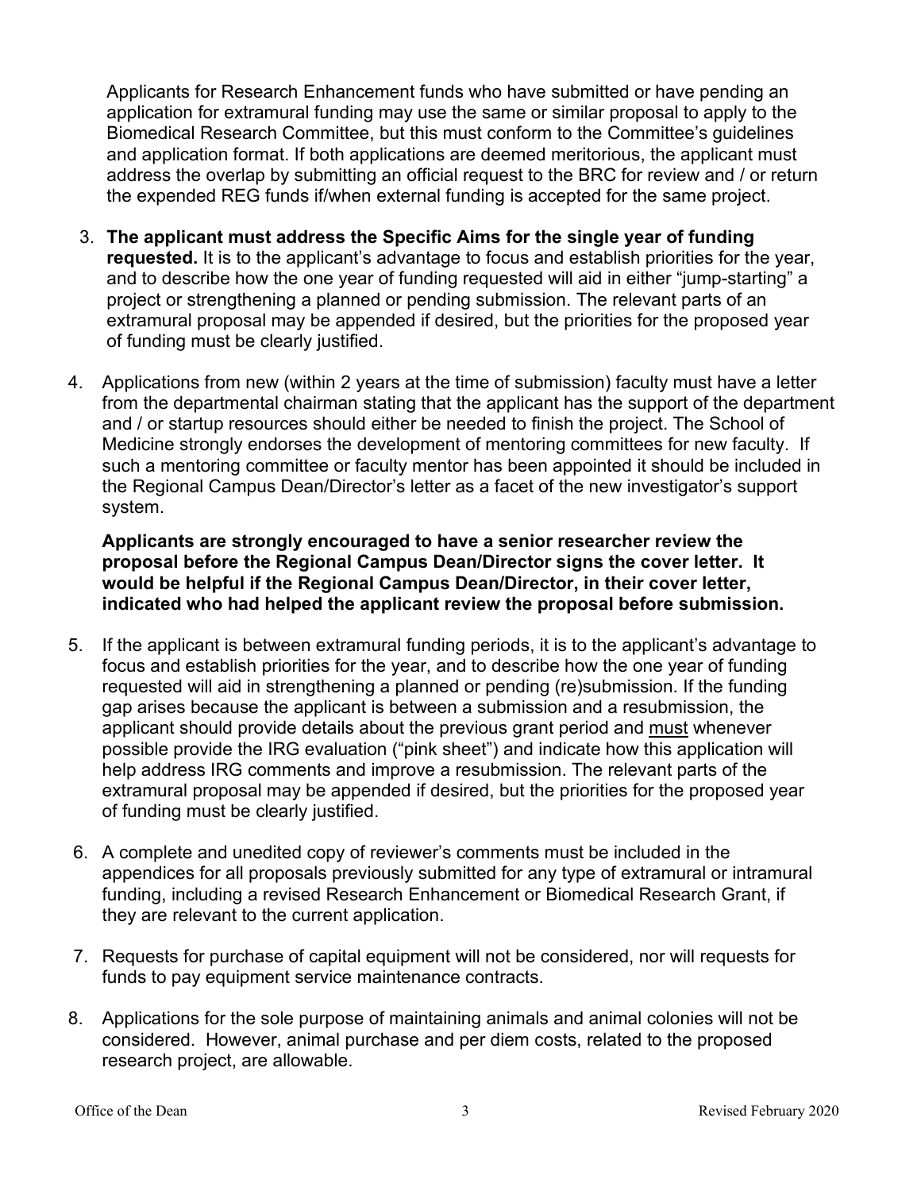Applicants for Research Enhancement funds who have submitted or have pending an application for extramural funding may use the same or similar proposal to apply to the Biomedical Research Committee, but this must conform to the Committee's guidelines and application format. If both applications are deemed meritorious, the applicant must address the overlap by submitting an official request to the BRC for review and / or return the expended REG funds if/when external funding is accepted for the same project.

3. **The applicant must address the Specific Aims for the single year of funding requested.** It is to the applicant's advantage to focus and establish priorities for the year, and to describe how the one year of funding requested will aid in either "jump-starting" a project or strengthening a planned or pending submission. The relevant parts of an extramural proposal may be appended if desired, but the priorities for the proposed year of funding must be clearly justified.

4. Applications from new (within 2 years at the time of submission) faculty must have a letter from the departmental chairman stating that the applicant has the support of the department and / or startup resources should either be needed to finish the project. The School of Medicine strongly endorses the development of mentoring committees for new faculty. If such a mentoring committee or faculty mentor has been appointed it should be included in the Regional Campus Dean/Director's letter as a facet of the new investigator's support system.

   **Applicants are strongly encouraged to have a senior researcher review the proposal before the Regional Campus Dean/Director signs the cover letter. It would be helpful if the Regional Campus Dean/Director, in their cover letter, indicated who had helped the applicant review the proposal before submission.**

5. If the applicant is between extramural funding periods, it is to the applicant's advantage to focus and establish priorities for the year, and to describe how the one year of funding requested will aid in strengthening a planned or pending (re)submission. If the funding gap arises because the applicant is between a submission and a resubmission, the applicant should provide details about the previous grant period and <u>must</u> whenever possible provide the IRG evaluation ("pink sheet") and indicate how this application will help address IRG comments and improve a resubmission. The relevant parts of the extramural proposal may be appended if desired, but the priorities for the proposed year of funding must be clearly justified.

6. A complete and unedited copy of reviewer's comments must be included in the appendices for all proposals previously submitted for any type of extramural or intramural funding, including a revised Research Enhancement or Biomedical Research Grant, if they are relevant to the current application.

7. Requests for purchase of capital equipment will not be considered, nor will requests for funds to pay equipment service maintenance contracts.

8. Applications for the sole purpose of maintaining animals and animal colonies will not be considered. However, animal purchase and per diem costs, related to the proposed research project, are allowable.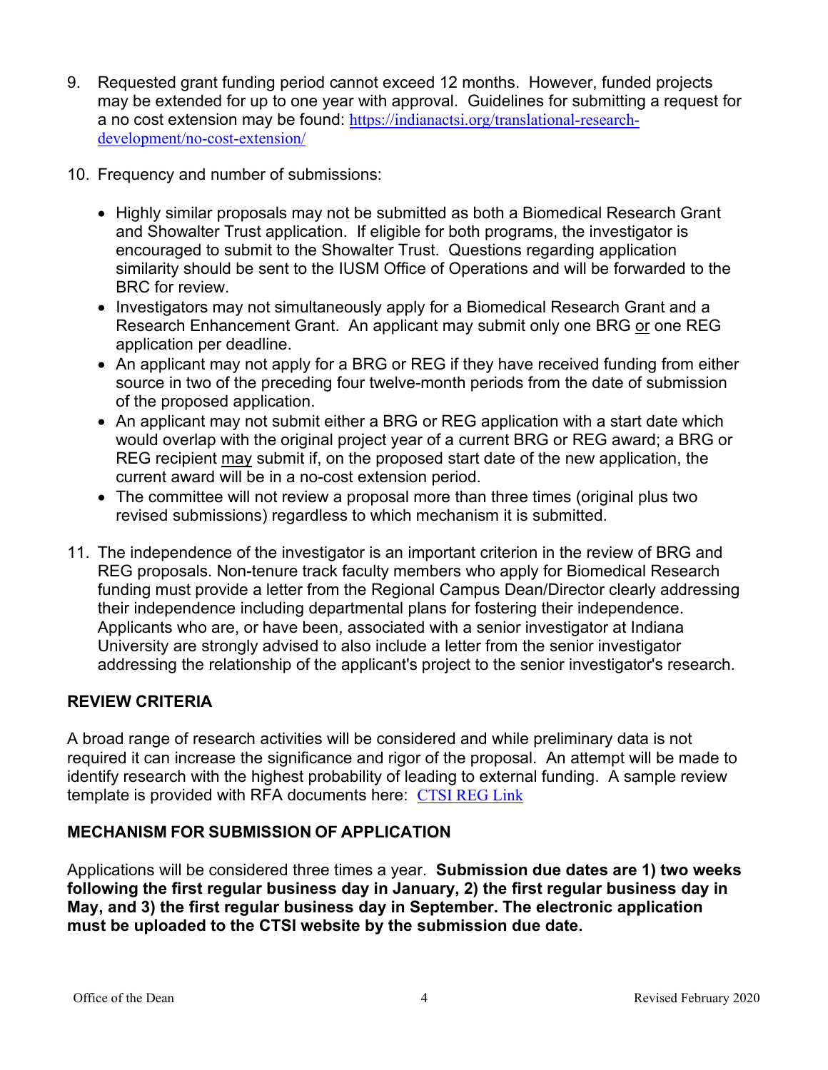9. Requested grant funding period cannot exceed 12 months. However, funded projects may be extended for up to one year with approval. Guidelines for submitting a request for a no cost extension may be found: [https://indianactsi.org/translational-research-development/no-cost-extension/](https://indianactsi.org/translational-research-development/no-cost-extension/)

10. Frequency and number of submissions:

    - Highly similar proposals may not be submitted as both a Biomedical Research Grant and Showalter Trust application. If eligible for both programs, the investigator is encouraged to submit to the Showalter Trust. Questions regarding application similarity should be sent to the IUSM Office of Operations and will be forwarded to the BRC for review.
    - Investigators may not simultaneously apply for a Biomedical Research Grant and a Research Enhancement Grant. An applicant may submit only one BRG <u>or</u> one REG application per deadline.
    - An applicant may not apply for a BRG or REG if they have received funding from either source in two of the preceding four twelve-month periods from the date of submission of the proposed application.
    - An applicant may not submit either a BRG or REG application with a start date which would overlap with the original project year of a current BRG or REG award; a BRG or REG recipient <u>may</u> submit if, on the proposed start date of the new application, the current award will be in a no-cost extension period.
    - The committee will not review a proposal more than three times (original plus two revised submissions) regardless to which mechanism it is submitted.

11. The independence of the investigator is an important criterion in the review of BRG and REG proposals. Non-tenure track faculty members who apply for Biomedical Research funding must provide a letter from the Regional Campus Dean/Director clearly addressing their independence including departmental plans for fostering their independence. Applicants who are, or have been, associated with a senior investigator at Indiana University are strongly advised to also include a letter from the senior investigator addressing the relationship of the applicant's project to the senior investigator's research.

## REVIEW CRITERIA

A broad range of research activities will be considered and while preliminary data is not required it can increase the significance and rigor of the proposal. An attempt will be made to identify research with the highest probability of leading to external funding. A sample review template is provided with RFA documents here: CTSI REG Link

## MECHANISM FOR SUBMISSION OF APPLICATION

Applications will be considered three times a year. **Submission due dates are 1) two weeks following the first regular business day in January, 2) the first regular business day in May, and 3) the first regular business day in September. The electronic application must be uploaded to the CTSI website by the submission due date.**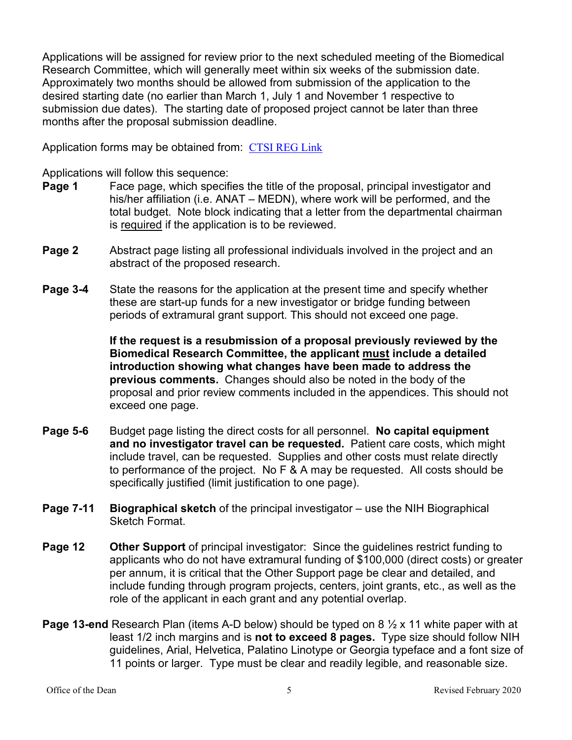Applications will be assigned for review prior to the next scheduled meeting of the Biomedical Research Committee, which will generally meet within six weeks of the submission date. Approximately two months should be allowed from submission of the application to the desired starting date (no earlier than March 1, July 1 and November 1 respective to submission due dates). The starting date of proposed project cannot be later than three months after the proposal submission deadline.

Application forms may be obtained from: [CTSI REG Link]

Applications will follow this sequence:

**Page 1** Face page, which specifies the title of the proposal, principal investigator and his/her affiliation (i.e. ANAT – MEDN), where work will be performed, and the total budget. Note block indicating that a letter from the departmental chairman is <u>required</u> if the application is to be reviewed.

**Page 2** Abstract page listing all professional individuals involved in the project and an abstract of the proposed research.

**Page 3-4** State the reasons for the application at the present time and specify whether these are start-up funds for a new investigator or bridge funding between periods of extramural grant support. This should not exceed one page.

**If the request is a resubmission of a proposal previously reviewed by the Biomedical Research Committee, the applicant <u>must</u> include a detailed introduction showing what changes have been made to address the previous comments.** Changes should also be noted in the body of the proposal and prior review comments included in the appendices. This should not exceed one page.

**Page 5-6** Budget page listing the direct costs for all personnel. **No capital equipment and no investigator travel can be requested.** Patient care costs, which might include travel, can be requested. Supplies and other costs must relate directly to performance of the project. No F & A may be requested. All costs should be specifically justified (limit justification to one page).

**Page 7-11** **Biographical sketch** of the principal investigator – use the NIH Biographical Sketch Format.

**Page 12** **Other Support** of principal investigator: Since the guidelines restrict funding to applicants who do not have extramural funding of $100,000 (direct costs) or greater per annum, it is critical that the Other Support page be clear and detailed, and include funding through program projects, centers, joint grants, etc., as well as the role of the applicant in each grant and any potential overlap.

**Page 13-end** Research Plan (items A-D below) should be typed on 8 ½ x 11 white paper with at least 1/2 inch margins and is **not to exceed 8 pages.** Type size should follow NIH guidelines, Arial, Helvetica, Palatino Linotype or Georgia typeface and a font size of 11 points or larger. Type must be clear and readily legible, and reasonable size.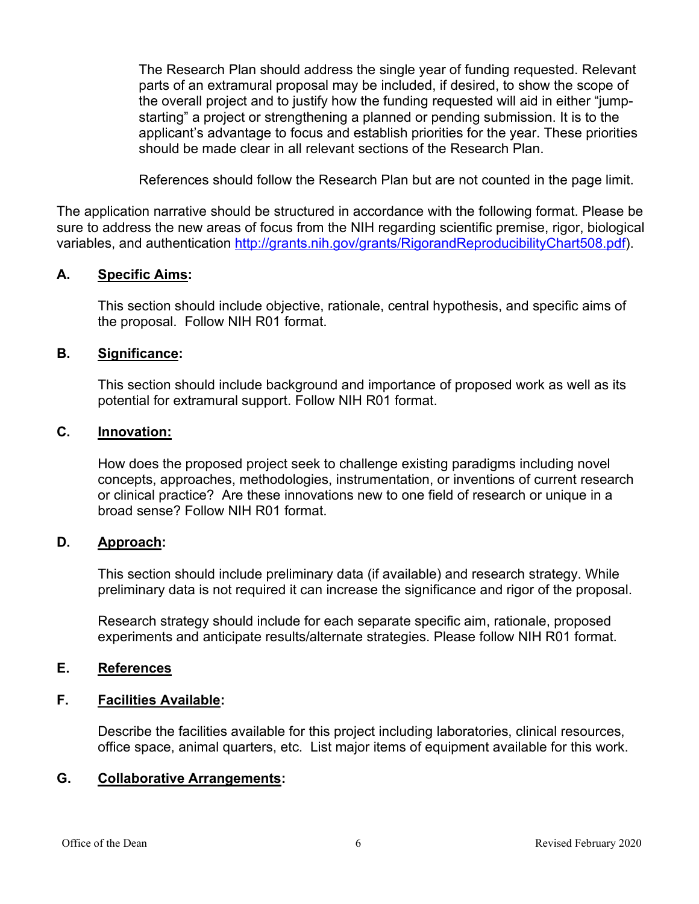The Research Plan should address the single year of funding requested. Relevant parts of an extramural proposal may be included, if desired, to show the scope of the overall project and to justify how the funding requested will aid in either "jump-starting" a project or strengthening a planned or pending submission. It is to the applicant's advantage to focus and establish priorities for the year. These priorities should be made clear in all relevant sections of the Research Plan.

References should follow the Research Plan but are not counted in the page limit.

The application narrative should be structured in accordance with the following format. Please be sure to address the new areas of focus from the NIH regarding scientific premise, rigor, biological variables, and authentication http://grants.nih.gov/grants/RigorandReproducibilityChart508.pdf).

**A. Specific Aims:**

This section should include objective, rationale, central hypothesis, and specific aims of the proposal. Follow NIH R01 format.

**B. Significance:**

This section should include background and importance of proposed work as well as its potential for extramural support. Follow NIH R01 format.

**C. Innovation:**

How does the proposed project seek to challenge existing paradigms including novel concepts, approaches, methodologies, instrumentation, or inventions of current research or clinical practice? Are these innovations new to one field of research or unique in a broad sense? Follow NIH R01 format.

**D. Approach:**

This section should include preliminary data (if available) and research strategy. While preliminary data is not required it can increase the significance and rigor of the proposal.

Research strategy should include for each separate specific aim, rationale, proposed experiments and anticipate results/alternate strategies. Please follow NIH R01 format.

**E. References**

**F. Facilities Available:**

Describe the facilities available for this project including laboratories, clinical resources, office space, animal quarters, etc. List major items of equipment available for this work.

**G. Collaborative Arrangements:**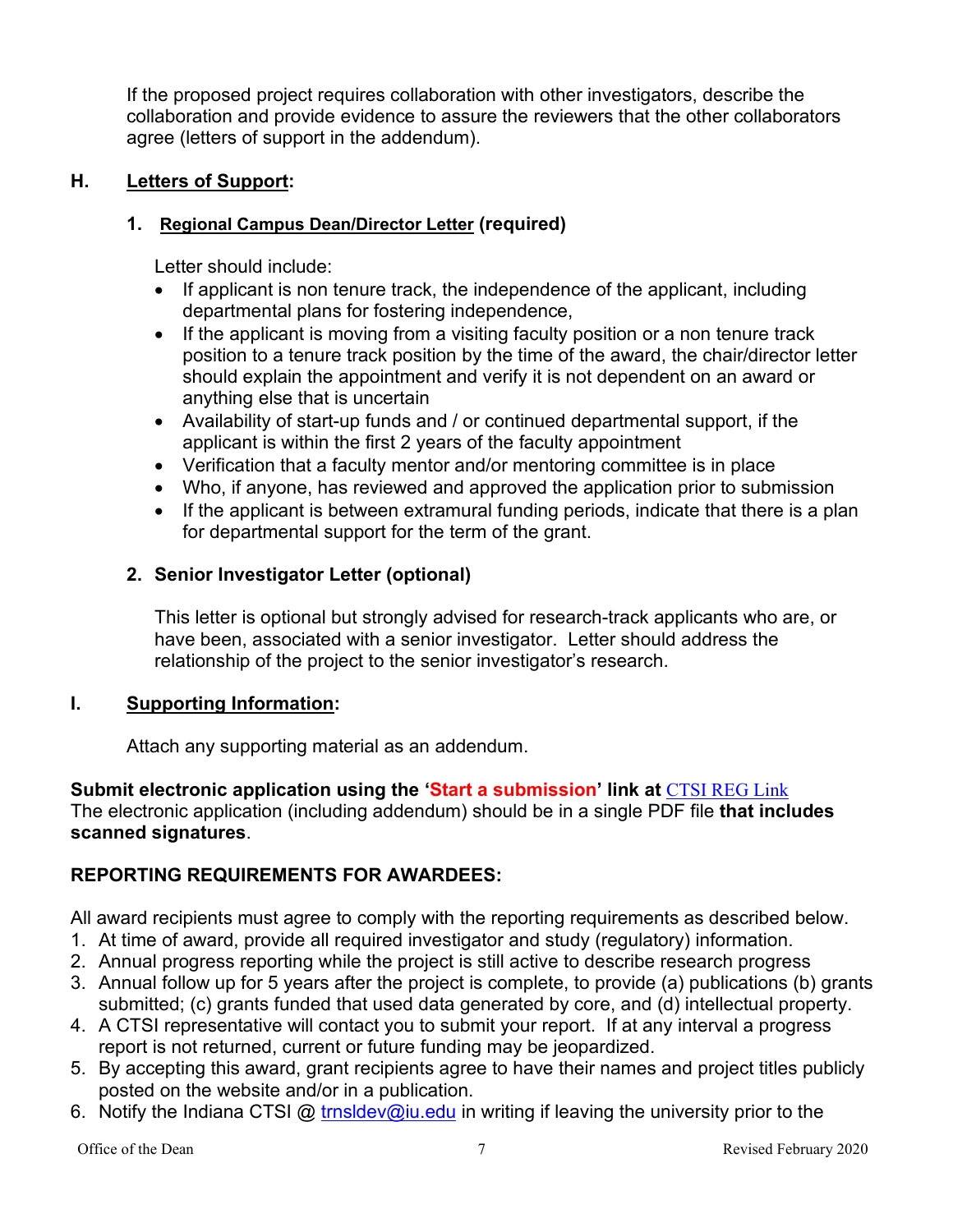If the proposed project requires collaboration with other investigators, describe the collaboration and provide evidence to assure the reviewers that the other collaborators agree (letters of support in the addendum).

## H. Letters of Support:

### 1. Regional Campus Dean/Director Letter (required)

Letter should include:

- If applicant is non tenure track, the independence of the applicant, including departmental plans for fostering independence,
- If the applicant is moving from a visiting faculty position or a non tenure track position to a tenure track position by the time of the award, the chair/director letter should explain the appointment and verify it is not dependent on an award or anything else that is uncertain
- Availability of start-up funds and / or continued departmental support, if the applicant is within the first 2 years of the faculty appointment
- Verification that a faculty mentor and/or mentoring committee is in place
- Who, if anyone, has reviewed and approved the application prior to submission
- If the applicant is between extramural funding periods, indicate that there is a plan for departmental support for the term of the grant.

### 2. Senior Investigator Letter (optional)

This letter is optional but strongly advised for research-track applicants who are, or have been, associated with a senior investigator. Letter should address the relationship of the project to the senior investigator's research.

## I. Supporting Information:

Attach any supporting material as an addendum.

**Submit electronic application using the 'Start a submission' link at** CTSI REG Link
The electronic application (including addendum) should be in a single PDF file **that includes scanned signatures**.

## REPORTING REQUIREMENTS FOR AWARDEES:

All award recipients must agree to comply with the reporting requirements as described below.

1. At time of award, provide all required investigator and study (regulatory) information.
2. Annual progress reporting while the project is still active to describe research progress
3. Annual follow up for 5 years after the project is complete, to provide (a) publications (b) grants submitted; (c) grants funded that used data generated by core, and (d) intellectual property.
4. A CTSI representative will contact you to submit your report. If at any interval a progress report is not returned, current or future funding may be jeopardized.
5. By accepting this award, grant recipients agree to have their names and project titles publicly posted on the website and/or in a publication.
6. Notify the Indiana CTSI @ trnsldev@iu.edu in writing if leaving the university prior to the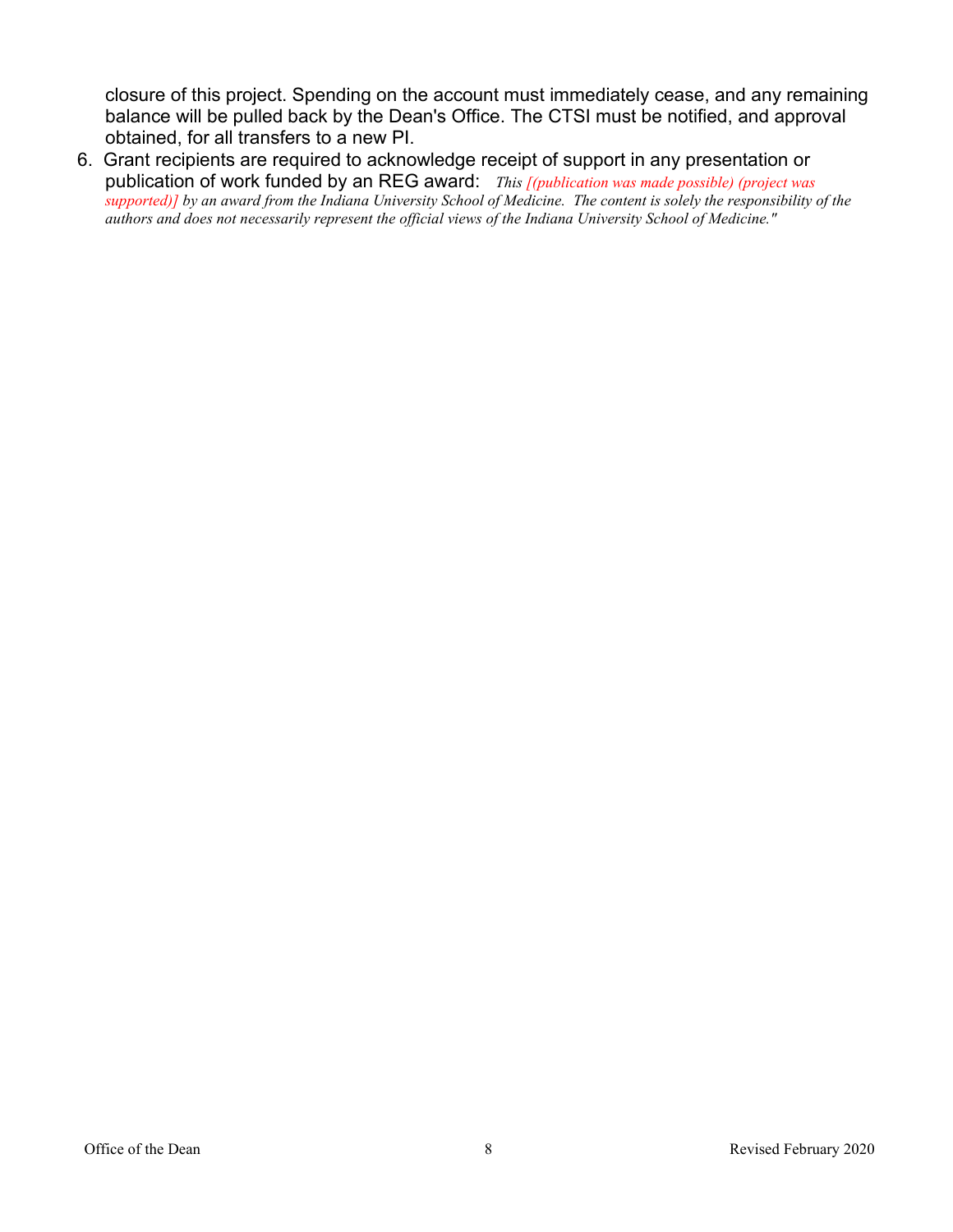closure of this project. Spending on the account must immediately cease, and any remaining balance will be pulled back by the Dean's Office. The CTSI must be notified, and approval obtained, for all transfers to a new PI.

6. Grant recipients are required to acknowledge receipt of support in any presentation or publication of work funded by an REG award: *This [(publication was made possible) (project was supported)] by an award from the Indiana University School of Medicine. The content is solely the responsibility of the authors and does not necessarily represent the official views of the Indiana University School of Medicine."*